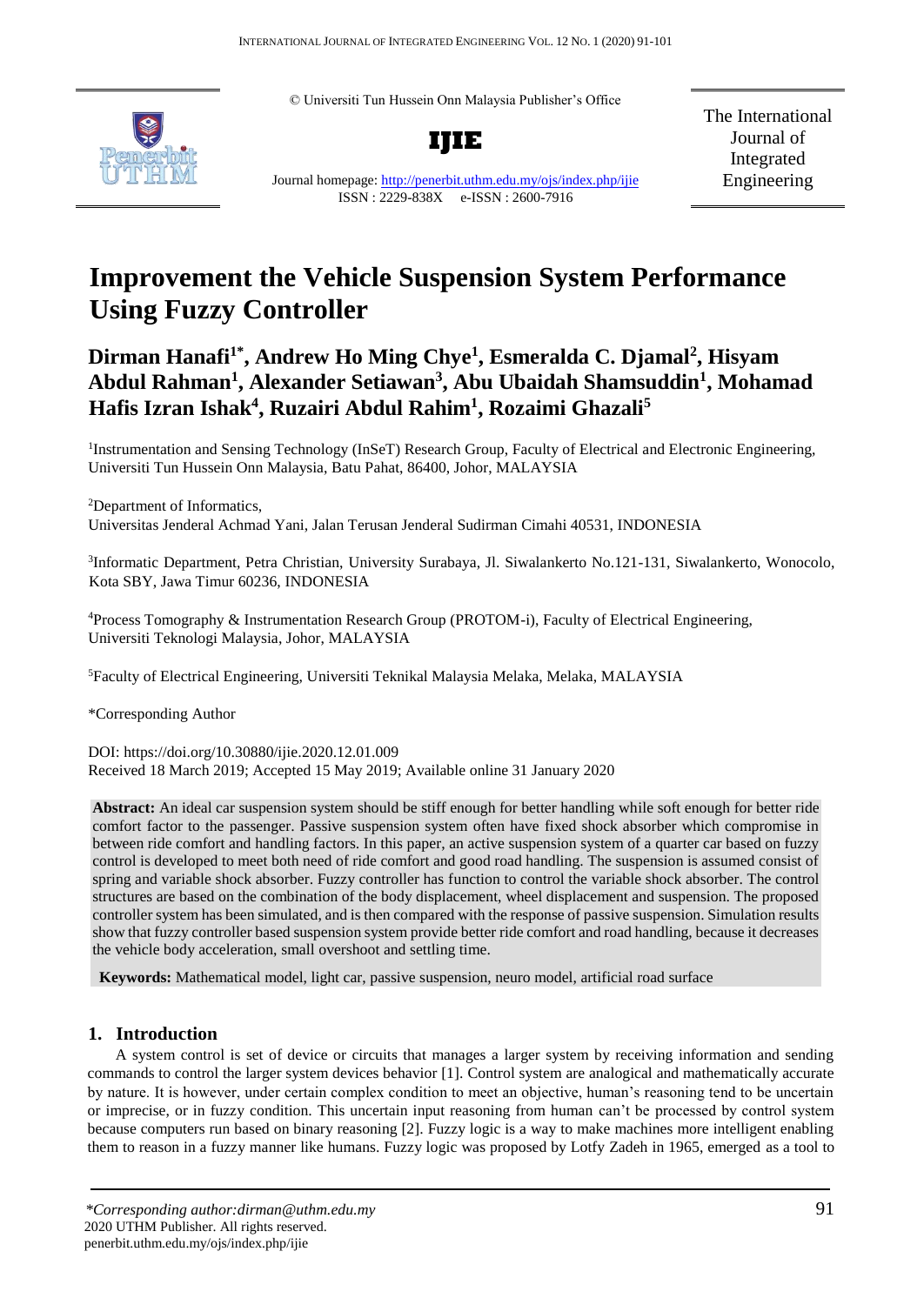© Universiti Tun Hussein Onn Malaysia Publisher's Office

**IJIE**

Journal homepage: http://penerbit.uthm.edu.my/ojs/index.php/ijie

ISSN : 2229-838X e-ISSN : 2600-7916

The International Journal of Integrated Engineering

# Improvement the Vehicle Suspension System Performance Using Fuzzy Controller

**Dirman Hanafi[1*], Andrew Ho Ming Chye[1], Esmeralda C. Djamal[2], Hisyam Abdul Rahman[1], Alexander Setiawan[3], Abu Ubaidah Shamsuddin[1], Mohamad Hafis Izran Ishak[4], Ruzairi Abdul Rahim[1], Rozaimi Ghazali[5]**

[1]Instrumentation and Sensing Technology (InSeT) Research Group, Faculty of Electrical and Electronic Engineering, Universiti Tun Hussein Onn Malaysia, Batu Pahat, 86400, Johor, MALAYSIA

[2]Department of Informatics, Universitas Jenderal Achmad Yani, Jalan Terusan Jenderal Sudirman Cimahi 40531, INDONESIA

[3]Informatic Department, Petra Christian, University Surabaya, Jl. Siwalankerto No.121-131, Siwalankerto, Wonocolo, Kota SBY, Jawa Timur 60236, INDONESIA

[4]Process Tomography & Instrumentation Research Group (PROTOM-i), Faculty of Electrical Engineering, Universiti Teknologi Malaysia, Johor, MALAYSIA

[5]Faculty of Electrical Engineering, Universiti Teknikal Malaysia Melaka, Melaka, MALAYSIA

*Corresponding Author

DOI: https://doi.org/10.30880/ijie.2020.12.01.009

Received 18 March 2019; Accepted 15 May 2019; Available online 31 January 2020

**Abstract:** An ideal car suspension system should be stiff enough for better handling while soft enough for better ride comfort factor to the passenger. Passive suspension system often have fixed shock absorber which compromise in between ride comfort and handling factors. In this paper, an active suspension system of a quarter car based on fuzzy control is developed to meet both need of ride comfort and good road handling. The suspension is assumed consist of spring and variable shock absorber. Fuzzy controller has function to control the variable shock absorber. The control structures are based on the combination of the body displacement, wheel displacement and suspension. The proposed controller system has been simulated, and is then compared with the response of passive suspension. Simulation results show that fuzzy controller based suspension system provide better ride comfort and road handling, because it decreases the vehicle body acceleration, small overshoot and settling time.

**Keywords:** Mathematical model, light car, passive suspension, neuro model, artificial road surface

## 1. Introduction

A system control is set of device or circuits that manages a larger system by receiving information and sending commands to control the larger system devices behavior [1]. Control system are analogical and mathematically accurate by nature. It is however, under certain complex condition to meet an objective, human's reasoning tend to be uncertain or imprecise, or in fuzzy condition. This uncertain input reasoning from human can't be processed by control system because computers run based on binary reasoning [2]. Fuzzy logic is a way to make machines more intelligent enabling them to reason in a fuzzy manner like humans. Fuzzy logic was proposed by Lotfy Zadeh in 1965, emerged as a tool to

*Corresponding author:dirman@uthm.edu.my
2020 UTHM Publisher. All rights reserved.
penerbit.uthm.edu.my/ojs/index.php/ijie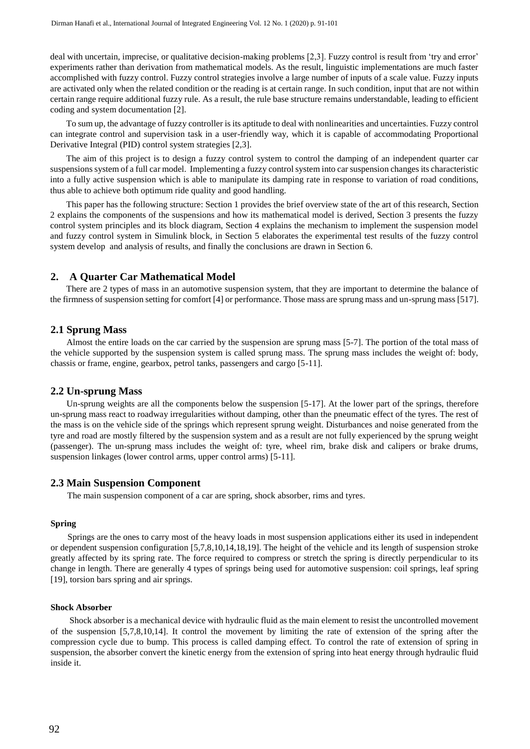deal with uncertain, imprecise, or qualitative decision-making problems [2,3]. Fuzzy control is result from 'try and error' experiments rather than derivation from mathematical models. As the result, linguistic implementations are much faster accomplished with fuzzy control. Fuzzy control strategies involve a large number of inputs of a scale value. Fuzzy inputs are activated only when the related condition or the reading is at certain range. In such condition, input that are not within certain range require additional fuzzy rule. As a result, the rule base structure remains understandable, leading to efficient coding and system documentation [2].

To sum up, the advantage of fuzzy controller is its aptitude to deal with nonlinearities and uncertainties. Fuzzy control can integrate control and supervision task in a user-friendly way, which it is capable of accommodating Proportional Derivative Integral (PID) control system strategies [2,3].

The aim of this project is to design a fuzzy control system to control the damping of an independent quarter car suspensions system of a full car model. Implementing a fuzzy control system into car suspension changes its characteristic into a fully active suspension which is able to manipulate its damping rate in response to variation of road conditions, thus able to achieve both optimum ride quality and good handling.

This paper has the following structure: Section 1 provides the brief overview state of the art of this research, Section 2 explains the components of the suspensions and how its mathematical model is derived, Section 3 presents the fuzzy control system principles and its block diagram, Section 4 explains the mechanism to implement the suspension model and fuzzy control system in Simulink block, in Section 5 elaborates the experimental test results of the fuzzy control system develop and analysis of results, and finally the conclusions are drawn in Section 6.

## 2. A Quarter Car Mathematical Model

There are 2 types of mass in an automotive suspension system, that they are important to determine the balance of the firmness of suspension setting for comfort [4] or performance. Those mass are sprung mass and un-sprung mass [517].

### 2.1 Sprung Mass

Almost the entire loads on the car carried by the suspension are sprung mass [5-7]. The portion of the total mass of the vehicle supported by the suspension system is called sprung mass. The sprung mass includes the weight of: body, chassis or frame, engine, gearbox, petrol tanks, passengers and cargo [5-11].

### 2.2 Un-sprung Mass

Un-sprung weights are all the components below the suspension [5-17]. At the lower part of the springs, therefore un-sprung mass react to roadway irregularities without damping, other than the pneumatic effect of the tyres. The rest of the mass is on the vehicle side of the springs which represent sprung weight. Disturbances and noise generated from the tyre and road are mostly filtered by the suspension system and as a result are not fully experienced by the sprung weight (passenger). The un-sprung mass includes the weight of: tyre, wheel rim, brake disk and calipers or brake drums, suspension linkages (lower control arms, upper control arms) [5-11].

### 2.3 Main Suspension Component

The main suspension component of a car are spring, shock absorber, rims and tyres.

#### Spring

Springs are the ones to carry most of the heavy loads in most suspension applications either its used in independent or dependent suspension configuration [5,7,8,10,14,18,19]. The height of the vehicle and its length of suspension stroke greatly affected by its spring rate. The force required to compress or stretch the spring is directly perpendicular to its change in length. There are generally 4 types of springs being used for automotive suspension: coil springs, leaf spring [19], torsion bars spring and air springs.

#### Shock Absorber

Shock absorber is a mechanical device with hydraulic fluid as the main element to resist the uncontrolled movement of the suspension [5,7,8,10,14]. It control the movement by limiting the rate of extension of the spring after the compression cycle due to bump. This process is called damping effect. To control the rate of extension of spring in suspension, the absorber convert the kinetic energy from the extension of spring into heat energy through hydraulic fluid inside it.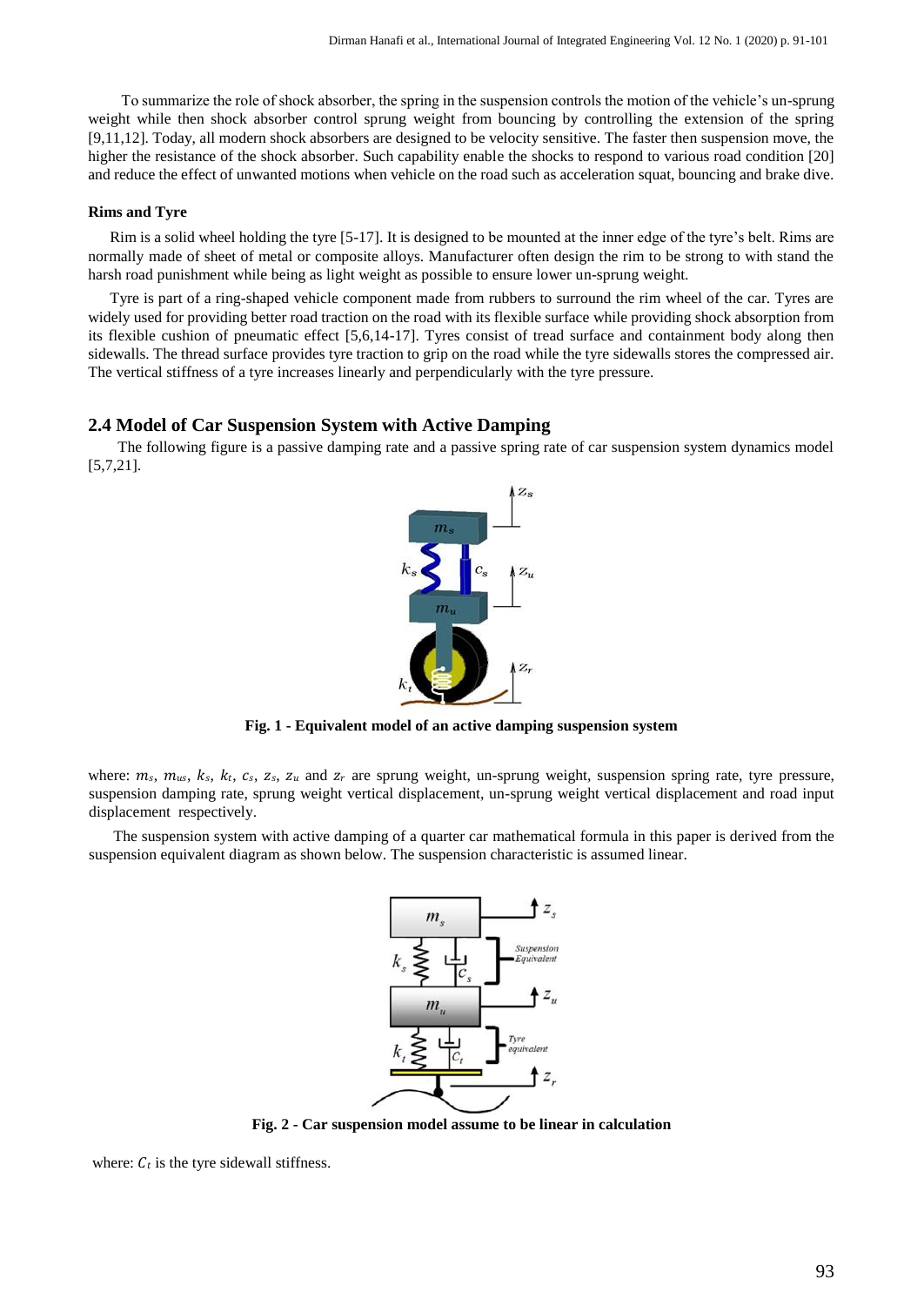To summarize the role of shock absorber, the spring in the suspension controls the motion of the vehicle's un-sprung weight while then shock absorber control sprung weight from bouncing by controlling the extension of the spring [9,11,12]. Today, all modern shock absorbers are designed to be velocity sensitive. The faster then suspension move, the higher the resistance of the shock absorber. Such capability enable the shocks to respond to various road condition [20] and reduce the effect of unwanted motions when vehicle on the road such as acceleration squat, bouncing and brake dive.

**Rims and Tyre**

Rim is a solid wheel holding the tyre [5-17]. It is designed to be mounted at the inner edge of the tyre's belt. Rims are normally made of sheet of metal or composite alloys. Manufacturer often design the rim to be strong to with stand the harsh road punishment while being as light weight as possible to ensure lower un-sprung weight.

Tyre is part of a ring-shaped vehicle component made from rubbers to surround the rim wheel of the car. Tyres are widely used for providing better road traction on the road with its flexible surface while providing shock absorption from its flexible cushion of pneumatic effect [5,6,14-17]. Tyres consist of tread surface and containment body along then sidewalls. The thread surface provides tyre traction to grip on the road while the tyre sidewalls stores the compressed air. The vertical stiffness of a tyre increases linearly and perpendicularly with the tyre pressure.

## 2.4 Model of Car Suspension System with Active Damping

The following figure is a passive damping rate and a passive spring rate of car suspension system dynamics model [5,7,21].

**Fig. 1 - Equivalent model of an active damping suspension system**

where: $m_s$, $m_{us}$, $k_s$, $k_t$, $c_s$, $z_s$, $z_u$ and $z_r$ are sprung weight, un-sprung weight, suspension spring rate, tyre pressure, suspension damping rate, sprung weight vertical displacement, un-sprung weight vertical displacement and road input displacement respectively.

The suspension system with active damping of a quarter car mathematical formula in this paper is derived from the suspension equivalent diagram as shown below. The suspension characteristic is assumed linear.

**Fig. 2 - Car suspension model assume to be linear in calculation**

where: $C_t$ is the tyre sidewall stiffness.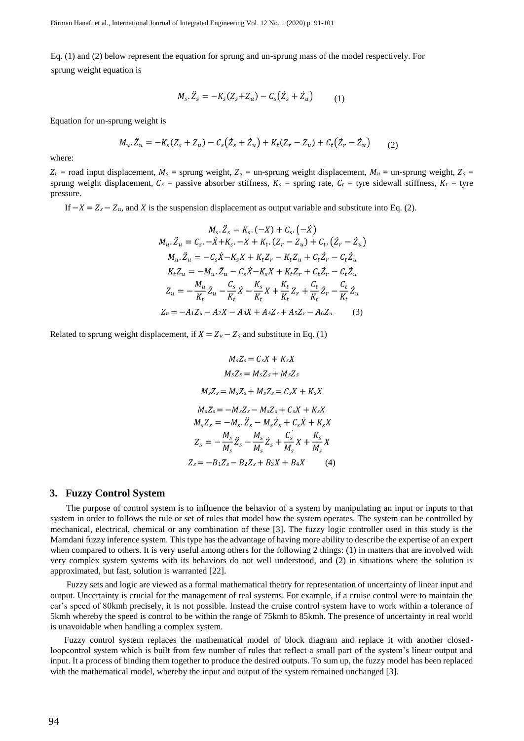Eq. (1) and (2) below represent the equation for sprung and un-sprung mass of the model respectively. For sprung weight equation is

$$M_s.\ddot{Z}_s = -K_s(Z_s+Z_u) - C_s(\dot{Z}_s + \dot{Z}_u) \qquad (1)$$

Equation for un-sprung weight is

$$M_u.\ddot{Z}_u = -K_s(Z_s + Z_u) - C_s(\dot{Z}_s + \dot{Z}_u) + K_t(Z_r - Z_u) + C_t(\dot{Z}_r - \dot{Z}_u) \qquad (2)$$

where:

$Z_r$ = road input displacement, $M_s$ = sprung weight, $Z_u$ = un-sprung weight displacement, $M_u$ = un-sprung weight, $Z_s$ = sprung weight displacement, $C_s$ = passive absorber stiffness, $K_s$ = spring rate, $C_t$ = tyre sidewall stiffness, $K_t$ = tyre pressure.

If $-X = Z_s - Z_u$, and $X$ is the suspension displacement as output variable and substitute into Eq. (2).

$$M_s.\ddot{Z}_s = K_s.(-X) + C_s.(-\dot{X})$$

$$M_u.\ddot{Z}_u = C_s.-\dot{X}+K_s.-X + K_t.(Z_r - Z_u) + C_t.(\dot{Z}_r - \dot{Z}_u)$$

$$M_u.\ddot{Z}_u = -C_s\dot{X}-K_sX + K_tZ_r - K_tZ_u + C_t\dot{Z}_r - C_t\dot{Z}_u$$

$$K_tZ_u = -M_u.\ddot{Z}_u - C_s\dot{X}-K_sX + K_tZ_r + C_t\dot{Z}_r - C_t\dot{Z}_u$$

$$Z_u = -\frac{M_u}{K_t}\ddot{Z}_u - \frac{C_s}{K_t}\dot{X} - \frac{K_s}{K_t}X + \frac{K_t}{K_t}Z_r + \frac{C_t}{K_t}\dot{Z}_r - \frac{C_t}{K_t}\dot{Z}_u$$

$$Z_u = -A_1Z_u - A_2X - A_3X + A_4Z_r + A_5Z_r - A_6Z_u \qquad (3)$$

Related to sprung weight displacement, if $X = Z_u - Z_s$ and substitute in Eq. (1)

$$M_sZ_s = C_sX + K_sX$$

$$M_sZ_s = M_sZ_s + M_sZ_s$$

$$M_sZ_s = M_sZ_s + M_sZ_s = C_sX + K_sX$$

$$M_sZ_s = -M_sZ_s - M_sZ_s + C_sX + K_sX$$

$$M_sZ_s = -M_s.\ddot{Z}_s - M_s\dot{Z}_s + C_s\dot{X} + K_sX$$

$$Z_s = -\frac{M_s}{M_s}\ddot{Z}_s - \frac{M_s}{M_s}\dot{Z}_s + \frac{\dot{C_s}}{M_s}X + \frac{K_s}{M_s}X$$

$$Z_s = -B_1Z_s - B_2Z_s + B_3X + B_4X \qquad (4)$$

## 3. Fuzzy Control System

The purpose of control system is to influence the behavior of a system by manipulating an input or inputs to that system in order to follows the rule or set of rules that model how the system operates. The system can be controlled by mechanical, electrical, chemical or any combination of these [3]. The fuzzy logic controller used in this study is the Mamdani fuzzy inference system. This type has the advantage of having more ability to describe the expertise of an expert when compared to others. It is very useful among others for the following 2 things: (1) in matters that are involved with very complex system systems with its behaviors do not well understood, and (2) in situations where the solution is approximated, but fast, solution is warranted [22].

Fuzzy sets and logic are viewed as a formal mathematical theory for representation of uncertainty of linear input and output. Uncertainty is crucial for the management of real systems. For example, if a cruise control were to maintain the car's speed of 80kmh precisely, it is not possible. Instead the cruise control system have to work within a tolerance of 5kmh whereby the speed is control to be within the range of 75kmh to 85kmh. The presence of uncertainty in real world is unavoidable when handling a complex system.

Fuzzy control system replaces the mathematical model of block diagram and replace it with another closed-loopcontrol system which is built from few number of rules that reflect a small part of the system's linear output and input. It a process of binding them together to produce the desired outputs. To sum up, the fuzzy model has been replaced with the mathematical model, whereby the input and output of the system remained unchanged [3].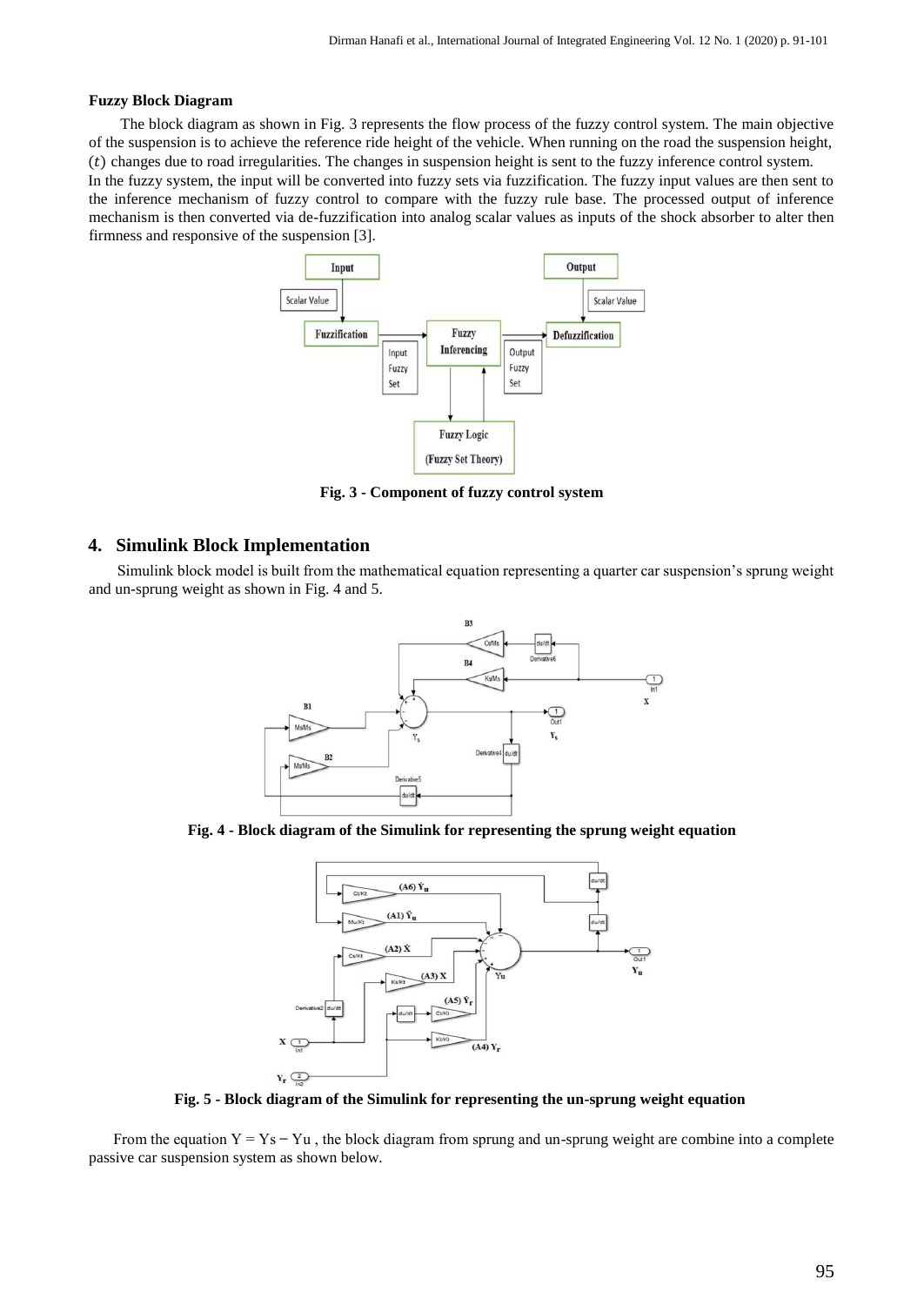**Fuzzy Block Diagram**

The block diagram as shown in Fig. 3 represents the flow process of the fuzzy control system. The main objective of the suspension is to achieve the reference ride height of the vehicle. When running on the road the suspension height, $(t)$ changes due to road irregularities. The changes in suspension height is sent to the fuzzy inference control system. In the fuzzy system, the input will be converted into fuzzy sets via fuzzification. The fuzzy input values are then sent to the inference mechanism of fuzzy control to compare with the fuzzy rule base. The processed output of inference mechanism is then converted via de-fuzzification into analog scalar values as inputs of the shock absorber to alter then firmness and responsive of the suspension [3].

**Fig. 3 - Component of fuzzy control system**

## 4. Simulink Block Implementation

Simulink block model is built from the mathematical equation representing a quarter car suspension's sprung weight and un-sprung weight as shown in Fig. 4 and 5.

**Fig. 4 - Block diagram of the Simulink for representing the sprung weight equation**

**Fig. 5 - Block diagram of the Simulink for representing the un-sprung weight equation**

From the equation $Y = Ys - Yu$ , the block diagram from sprung and un-sprung weight are combine into a complete passive car suspension system as shown below.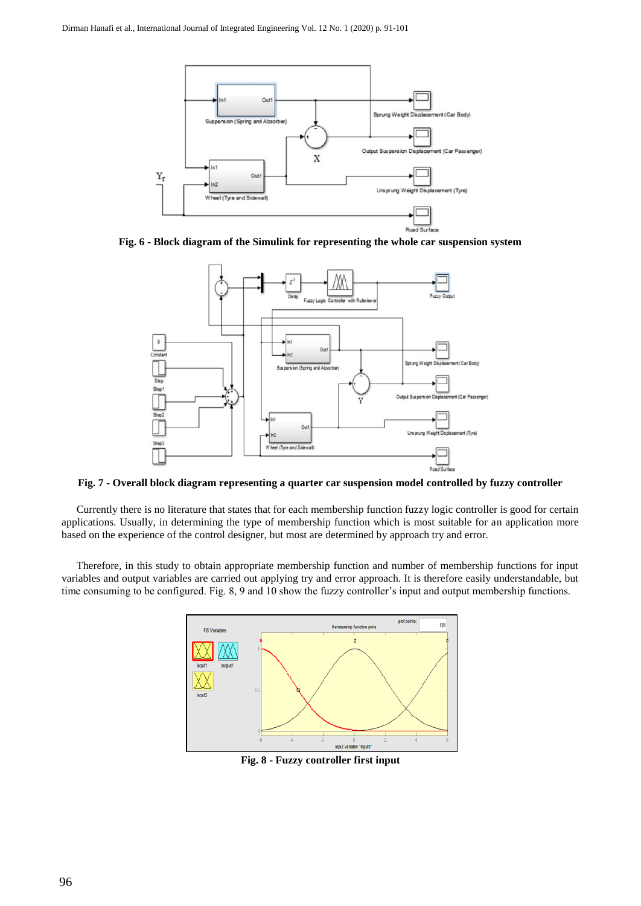Fig. 6 - Block diagram of the Simulink for representing the whole car suspension system

Fig. 7 - Overall block diagram representing a quarter car suspension model controlled by fuzzy controller

Currently there is no literature that states that for each membership function fuzzy logic controller is good for certain applications. Usually, in determining the type of membership function which is most suitable for an application more based on the experience of the control designer, but most are determined by approach try and error.

Therefore, in this study to obtain appropriate membership function and number of membership functions for input variables and output variables are carried out applying try and error approach. It is therefore easily understandable, but time consuming to be configured. Fig. 8, 9 and 10 show the fuzzy controller's input and output membership functions.

Fig. 8 - Fuzzy controller first input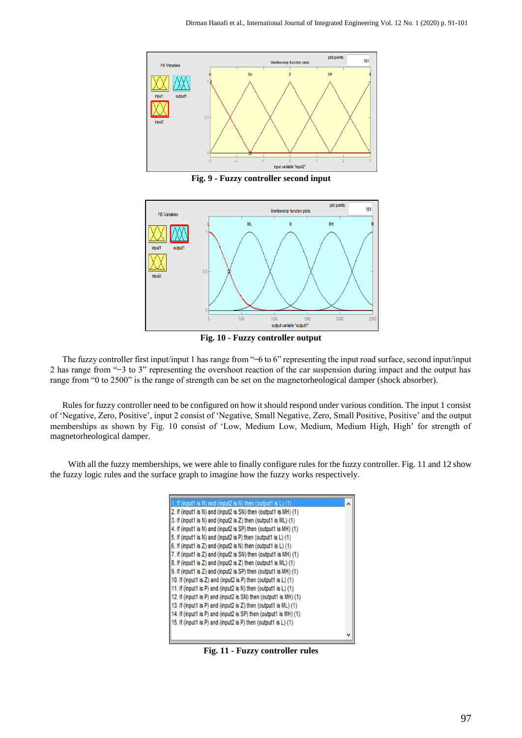**Fig. 9 - Fuzzy controller second input**

**Fig. 10 - Fuzzy controller output**

The fuzzy controller first input/input 1 has range from "−6 to 6" representing the input road surface, second input/input 2 has range from "−3 to 3" representing the overshoot reaction of the car suspension during impact and the output has range from "0 to 2500" is the range of strength can be set on the magnetorheological damper (shock absorber).

Rules for fuzzy controller need to be configured on how it should respond under various condition. The input 1 consist of 'Negative, Zero, Positive', input 2 consist of 'Negative, Small Negative, Zero, Small Positive, Positive' and the output memberships as shown by Fig. 10 consist of 'Low, Medium Low, Medium, Medium High, High' for strength of magnetorheological damper.

With all the fuzzy memberships, we were able to finally configure rules for the fuzzy controller. Fig. 11 and 12 show the fuzzy logic rules and the surface graph to imagine how the fuzzy works respectively.

```
1. If (input1 is N) and (input2 is N) then (output1 is L) (1)
2. If (input1 is N) and (input2 is SN) then (output1 is MH) (1)
3. If (input1 is N) and (input2 is Z) then (output1 is ML) (1)
4. If (input1 is N) and (input2 is SP) then (output1 is MH) (1)
5. If (input1 is N) and (input2 is P) then (output1 is L) (1)
6. If (input1 is Z) and (input2 is N) then (output1 is L) (1)
7. If (input1 is Z) and (input2 is SN) then (output1 is MH) (1)
8. If (input1 is Z) and (input2 is Z) then (output1 is ML) (1)
9. If (input1 is Z) and (input2 is SP) then (output1 is MH) (1)
10. If (input1 is Z) and (input2 is P) then (output1 is L) (1)
11. If (input1 is P) and (input2 is N) then (output1 is L) (1)
12. If (input1 is P) and (input2 is SN) then (output1 is MH) (1)
13. If (input1 is P) and (input2 is Z) then (output1 is ML) (1)
14. If (input1 is P) and (input2 is SP) then (output1 is MH) (1)
15. If (input1 is P) and (input2 is P) then (output1 is L) (1)
```

**Fig. 11 - Fuzzy controller rules**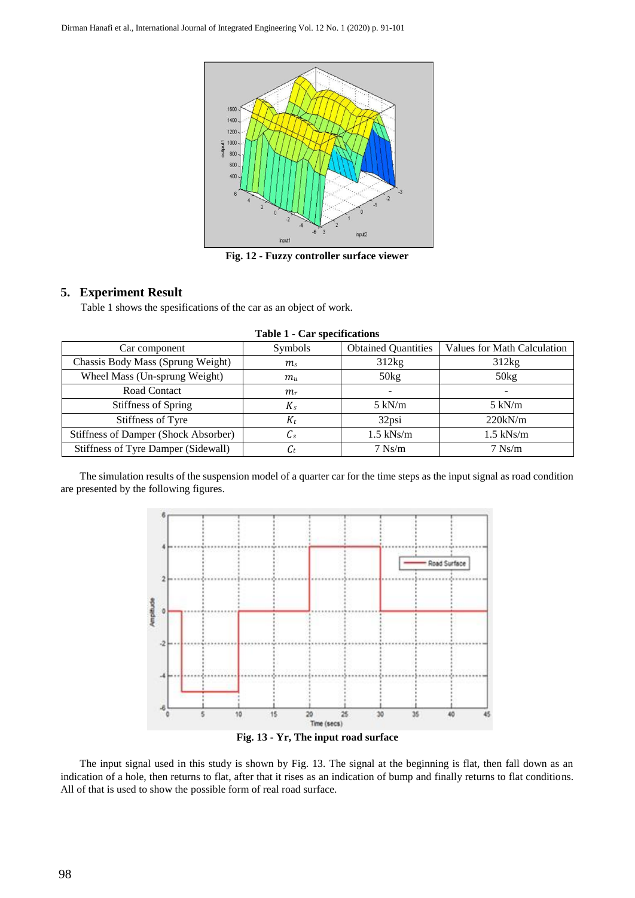Fig. 12 - Fuzzy controller surface viewer

## 5. Experiment Result

Table 1 shows the spesifications of the car as an object of work.

**Table 1 - Car specifications**

| Car component | Symbols | Obtained Quantities | Values for Math Calculation |
|---|---|---|---|
| Chassis Body Mass (Sprung Weight) | $m_s$ | 312kg | 312kg |
| Wheel Mass (Un-sprung Weight) | $m_u$ | 50kg | 50kg |
| Road Contact | $m_r$ | - | - |
| Stiffness of Spring | $K_s$ | 5 kN/m | 5 kN/m |
| Stiffness of Tyre | $K_t$ | 32psi | 220kN/m |
| Stiffness of Damper (Shock Absorber) | $C_s$ | 1.5 kNs/m | 1.5 kNs/m |
| Stiffness of Tyre Damper (Sidewall) | $C_t$ | 7 Ns/m | 7 Ns/m |

The simulation results of the suspension model of a quarter car for the time steps as the input signal as road condition are presented by the following figures.

Fig. 13 - Yr, The input road surface

The input signal used in this study is shown by Fig. 13. The signal at the beginning is flat, then fall down as an indication of a hole, then returns to flat, after that it rises as an indication of bump and finally returns to flat conditions. All of that is used to show the possible form of real road surface.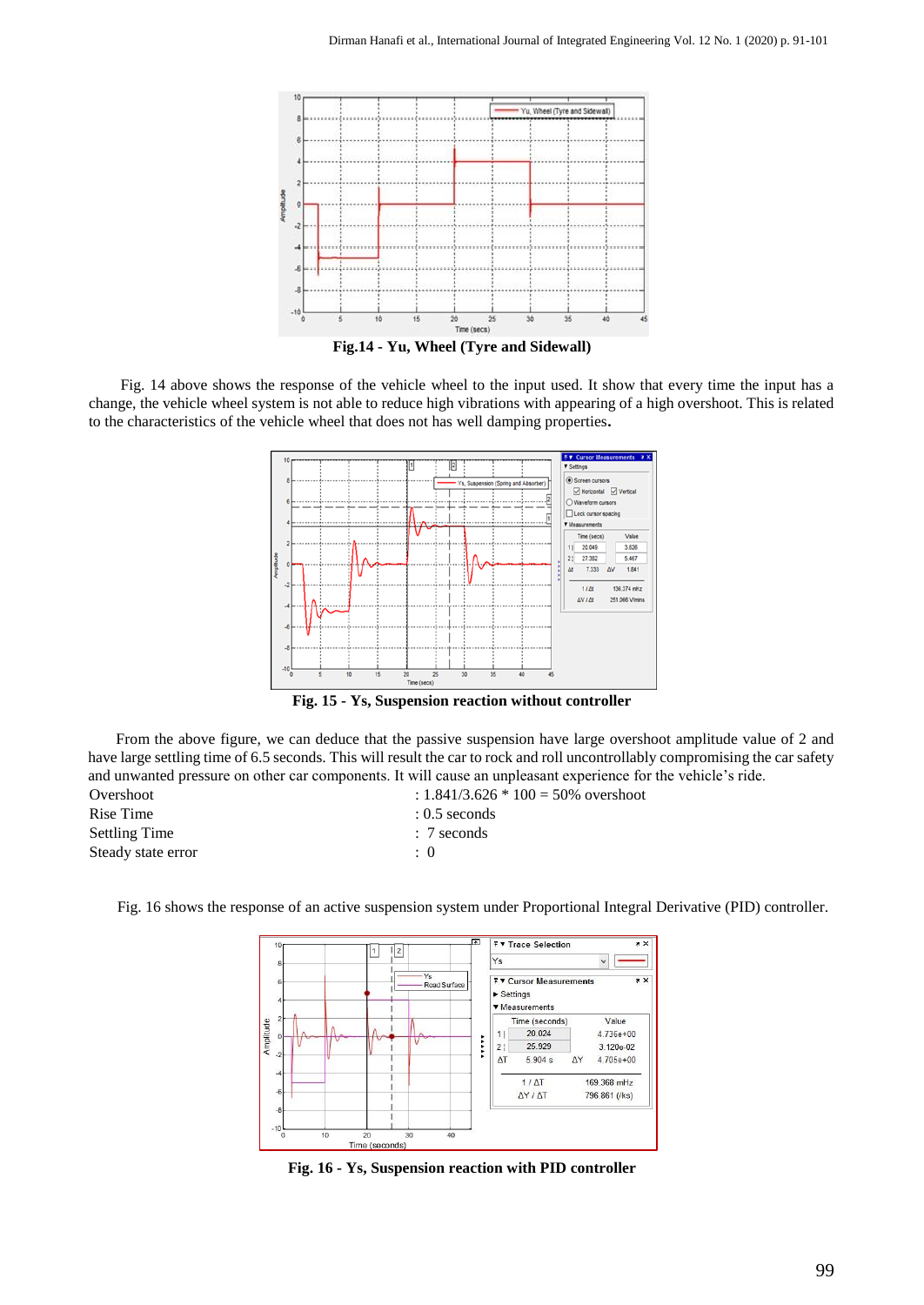**Fig.14 - Yu, Wheel (Tyre and Sidewall)**

Fig. 14 above shows the response of the vehicle wheel to the input used. It show that every time the input has a change, the vehicle wheel system is not able to reduce high vibrations with appearing of a high overshoot. This is related to the characteristics of the vehicle wheel that does not has well damping properties**.**

**Fig. 15 - Ys, Suspension reaction without controller**

From the above figure, we can deduce that the passive suspension have large overshoot amplitude value of 2 and have large settling time of 6.5 seconds. This will result the car to rock and roll uncontrollably compromising the car safety and unwanted pressure on other car components. It will cause an unpleasant experience for the vehicle's ride.

| | |
|---|---|
| Overshoot | : 1.841/3.626 * 100 = 50% overshoot |
| Rise Time | : 0.5 seconds |
| Settling Time | : 7 seconds |
| Steady state error | : 0 |

Fig. 16 shows the response of an active suspension system under Proportional Integral Derivative (PID) controller.

**Fig. 16 - Ys, Suspension reaction with PID controller**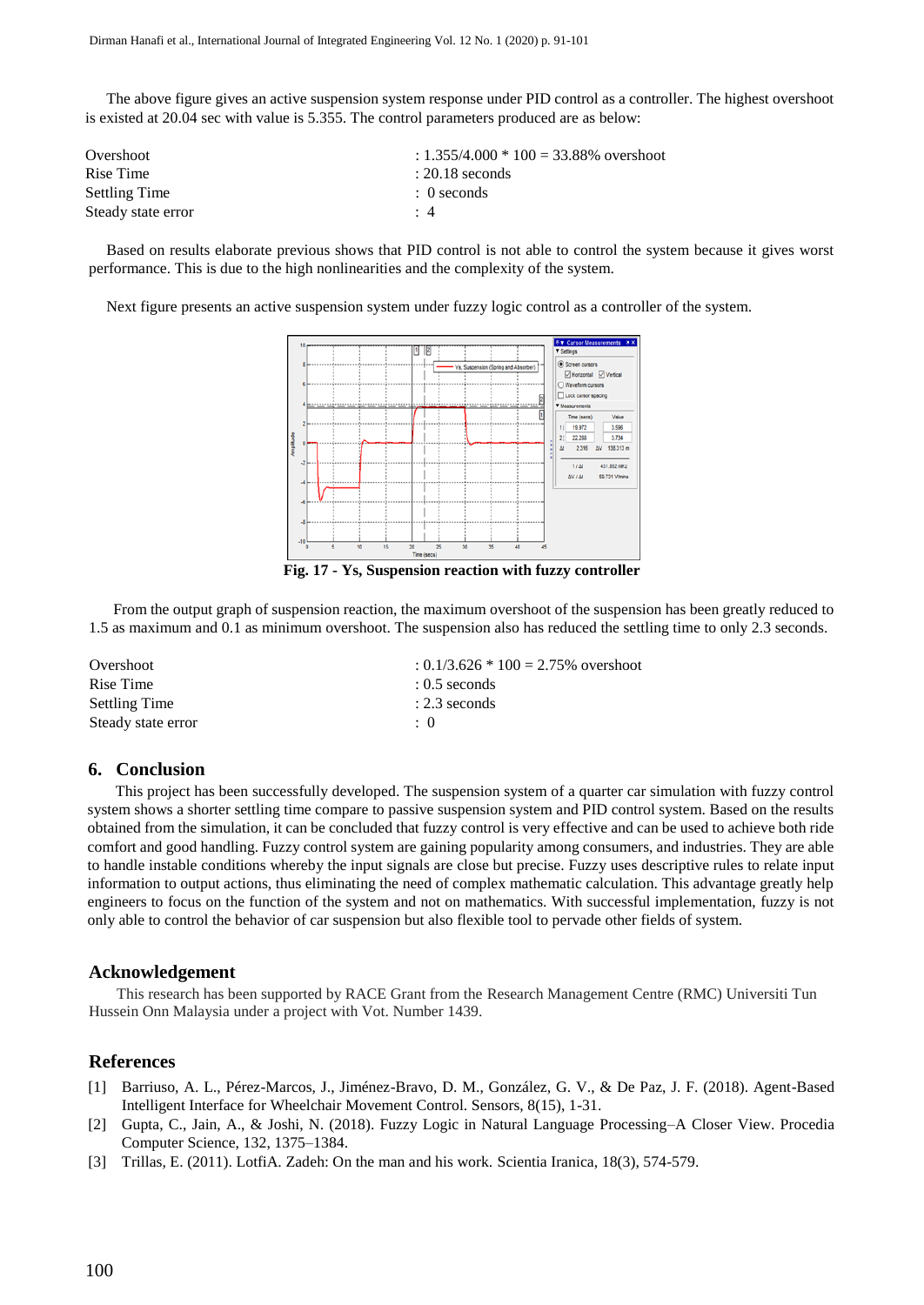The above figure gives an active suspension system response under PID control as a controller. The highest overshoot is existed at 20.04 sec with value is 5.355. The control parameters produced are as below:

| | |
|---|---|
| Overshoot | : 1.355/4.000 * 100 = 33.88% overshoot |
| Rise Time | : 20.18 seconds |
| Settling Time | : 0 seconds |
| Steady state error | : 4 |

Based on results elaborate previous shows that PID control is not able to control the system because it gives worst performance. This is due to the high nonlinearities and the complexity of the system.

Next figure presents an active suspension system under fuzzy logic control as a controller of the system.

**Fig. 17 - Ys, Suspension reaction with fuzzy controller**

From the output graph of suspension reaction, the maximum overshoot of the suspension has been greatly reduced to 1.5 as maximum and 0.1 as minimum overshoot. The suspension also has reduced the settling time to only 2.3 seconds.

| | |
|---|---|
| Overshoot | : 0.1/3.626 * 100 = 2.75% overshoot |
| Rise Time | : 0.5 seconds |
| Settling Time | : 2.3 seconds |
| Steady state error | : 0 |

## 6. Conclusion

This project has been successfully developed. The suspension system of a quarter car simulation with fuzzy control system shows a shorter settling time compare to passive suspension system and PID control system. Based on the results obtained from the simulation, it can be concluded that fuzzy control is very effective and can be used to achieve both ride comfort and good handling. Fuzzy control system are gaining popularity among consumers, and industries. They are able to handle instable conditions whereby the input signals are close but precise. Fuzzy uses descriptive rules to relate input information to output actions, thus eliminating the need of complex mathematic calculation. This advantage greatly help engineers to focus on the function of the system and not on mathematics. With successful implementation, fuzzy is not only able to control the behavior of car suspension but also flexible tool to pervade other fields of system.

## Acknowledgement

This research has been supported by RACE Grant from the Research Management Centre (RMC) Universiti Tun Hussein Onn Malaysia under a project with Vot. Number 1439.

## References

[1] Barriuso, A. L., Pérez-Marcos, J., Jiménez-Bravo, D. M., González, G. V., & De Paz, J. F. (2018). Agent-Based Intelligent Interface for Wheelchair Movement Control. Sensors, 8(15), 1-31.

[2] Gupta, C., Jain, A., & Joshi, N. (2018). Fuzzy Logic in Natural Language Processing–A Closer View. Procedia Computer Science, 132, 1375–1384.

[3] Trillas, E. (2011). LotfiA. Zadeh: On the man and his work. Scientia Iranica, 18(3), 574-579.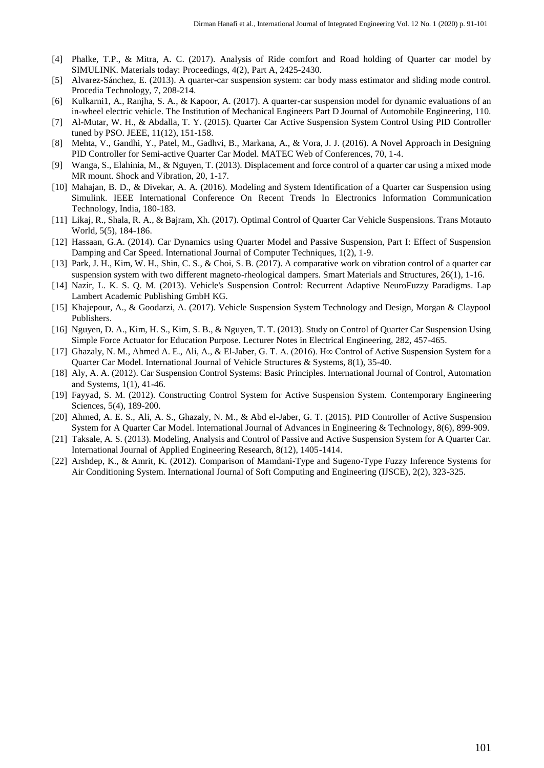[4] Phalke, T.P., & Mitra, A. C. (2017). Analysis of Ride comfort and Road holding of Quarter car model by SIMULINK. Materials today: Proceedings, 4(2), Part A, 2425-2430.

[5] Alvarez-Sánchez, E. (2013). A quarter-car suspension system: car body mass estimator and sliding mode control. Procedia Technology, 7, 208-214.

[6] Kulkarni1, A., Ranjha, S. A., & Kapoor, A. (2017). A quarter-car suspension model for dynamic evaluations of an in-wheel electric vehicle. The Institution of Mechanical Engineers Part D Journal of Automobile Engineering, 110.

[7] Al-Mutar, W. H., & Abdalla, T. Y. (2015). Quarter Car Active Suspension System Control Using PID Controller tuned by PSO. JEEE, 11(12), 151-158.

[8] Mehta, V., Gandhi, Y., Patel, M., Gadhvi, B., Markana, A., & Vora, J. J. (2016). A Novel Approach in Designing PID Controller for Semi-active Quarter Car Model. MATEC Web of Conferences, 70, 1-4.

[9] Wanga, S., Elahinia, M., & Nguyen, T. (2013). Displacement and force control of a quarter car using a mixed mode MR mount. Shock and Vibration, 20, 1-17.

[10] Mahajan, B. D., & Divekar, A. A. (2016). Modeling and System Identification of a Quarter car Suspension using Simulink. IEEE International Conference On Recent Trends In Electronics Information Communication Technology, India, 180-183.

[11] Likaj, R., Shala, R. A., & Bajram, Xh. (2017). Optimal Control of Quarter Car Vehicle Suspensions. Trans Motauto World, 5(5), 184-186.

[12] Hassaan, G.A. (2014). Car Dynamics using Quarter Model and Passive Suspension, Part I: Effect of Suspension Damping and Car Speed. International Journal of Computer Techniques, 1(2), 1-9.

[13] Park, J. H., Kim, W. H., Shin, C. S., & Choi, S. B. (2017). A comparative work on vibration control of a quarter car suspension system with two different magneto-rheological dampers. Smart Materials and Structures, 26(1), 1-16.

[14] Nazir, L. K. S. Q. M. (2013). Vehicle's Suspension Control: Recurrent Adaptive NeuroFuzzy Paradigms. Lap Lambert Academic Publishing GmbH KG.

[15] Khajepour, A., & Goodarzi, A. (2017). Vehicle Suspension System Technology and Design, Morgan & Claypool Publishers.

[16] Nguyen, D. A., Kim, H. S., Kim, S. B., & Nguyen, T. T. (2013). Study on Control of Quarter Car Suspension Using Simple Force Actuator for Education Purpose. Lecturer Notes in Electrical Engineering, 282, 457-465.

[17] Ghazaly, N. M., Ahmed A. E., Ali, A., & El-Jaber, G. T. A. (2016). H∞ Control of Active Suspension System for a Quarter Car Model. International Journal of Vehicle Structures & Systems, 8(1), 35-40.

[18] Aly, A. A. (2012). Car Suspension Control Systems: Basic Principles. International Journal of Control, Automation and Systems, 1(1), 41-46.

[19] Fayyad, S. M. (2012). Constructing Control System for Active Suspension System. Contemporary Engineering Sciences, 5(4), 189-200.

[20] Ahmed, A. E. S., Ali, A. S., Ghazaly, N. M., & Abd el-Jaber, G. T. (2015). PID Controller of Active Suspension System for A Quarter Car Model. International Journal of Advances in Engineering & Technology, 8(6), 899-909.

[21] Taksale, A. S. (2013). Modeling, Analysis and Control of Passive and Active Suspension System for A Quarter Car. International Journal of Applied Engineering Research, 8(12), 1405-1414.

[22] Arshdep, K., & Amrit, K. (2012). Comparison of Mamdani-Type and Sugeno-Type Fuzzy Inference Systems for Air Conditioning System. International Journal of Soft Computing and Engineering (IJSCE), 2(2), 323-325.